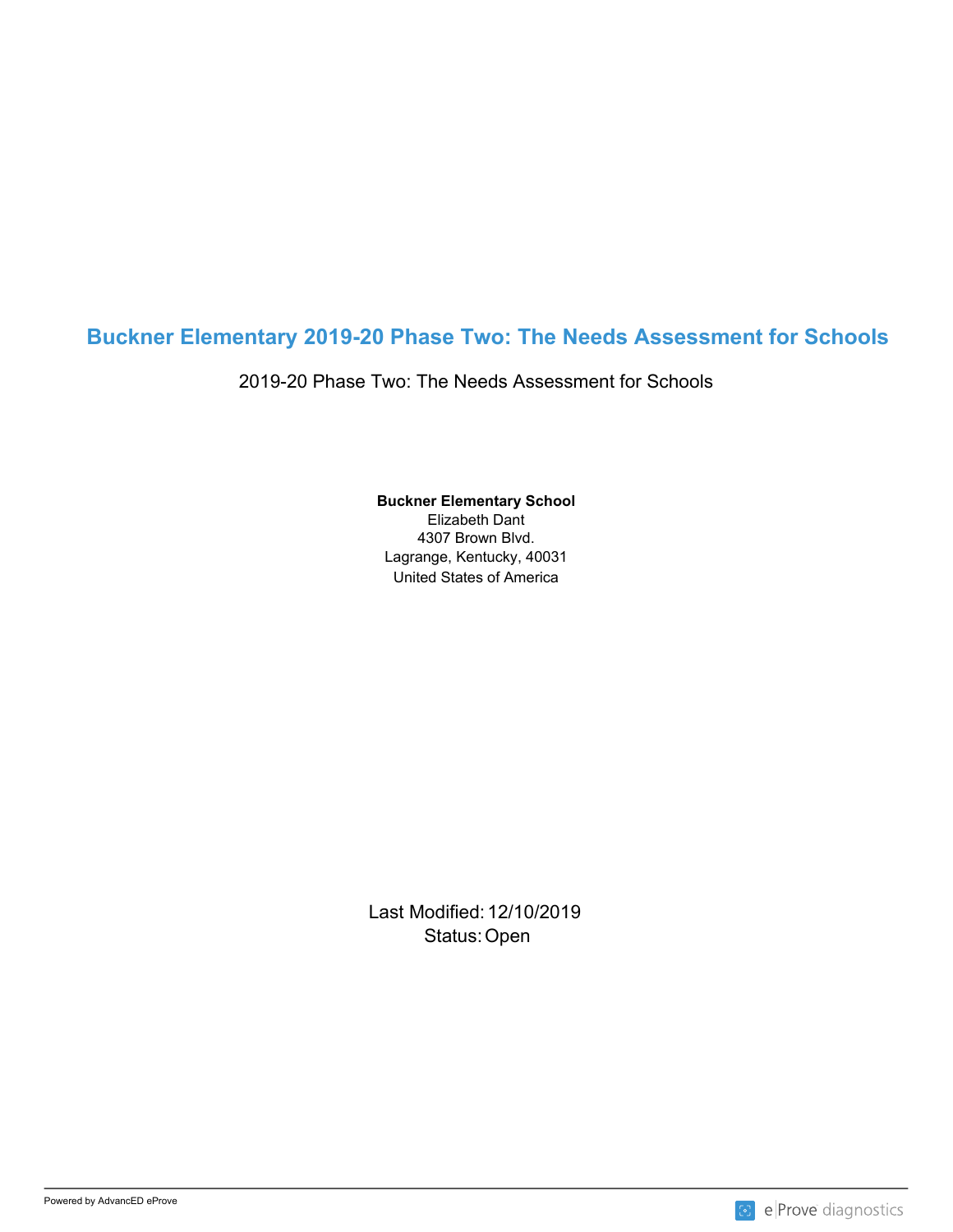# Buckner Elementary 2019-20 Phase Two: The Needs Assessment for Schools

2019-20 Phase Two: The Needs Assessment for Schools

**Buckner Elementary School**
Elizabeth Dant
4307 Brown Blvd.
Lagrange, Kentucky, 40031
United States of America

Last Modified: 12/10/2019
Status: Open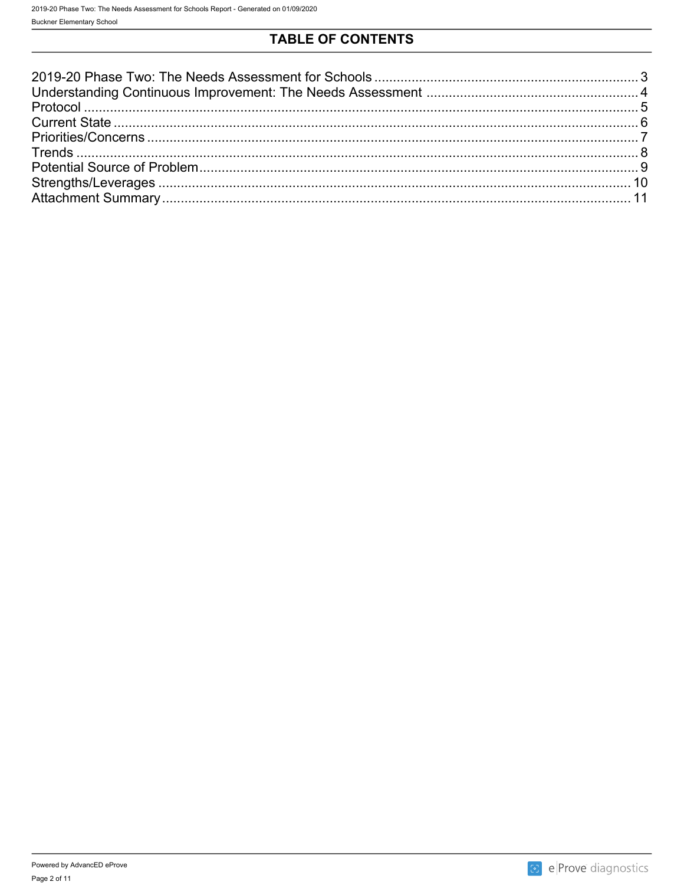# TABLE OF CONTENTS

2019-20 Phase Two: The Needs Assessment for Schools ........ 3
Understanding Continuous Improvement: The Needs Assessment ........ 4
Protocol ........ 5
Current State ........ 6
Priorities/Concerns ........ 7
Trends ........ 8
Potential Source of Problem ........ 9
Strengths/Leverages ........ 10
Attachment Summary ........ 11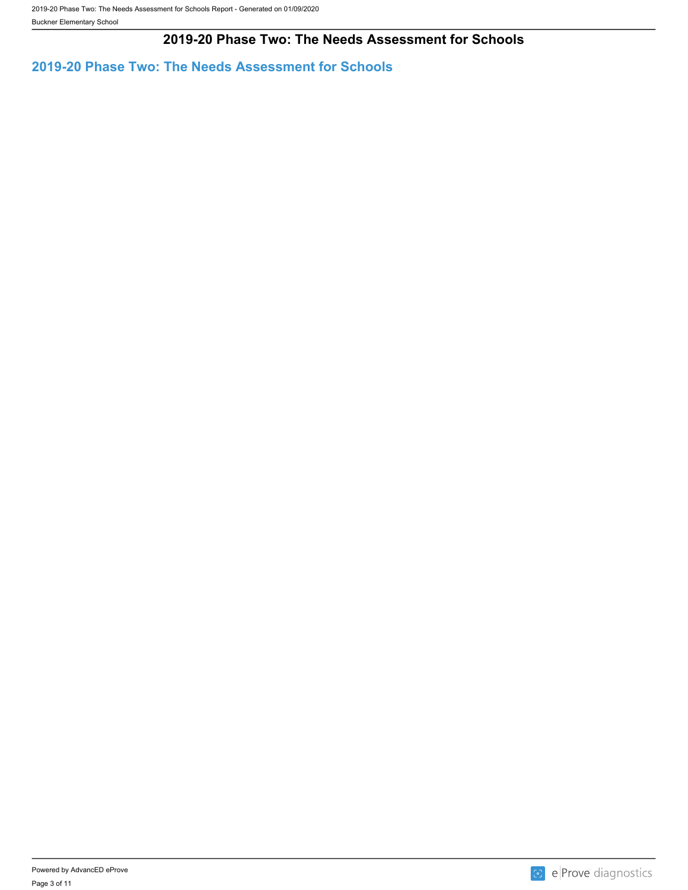# 2019-20 Phase Two: The Needs Assessment for Schools

## 2019-20 Phase Two: The Needs Assessment for Schools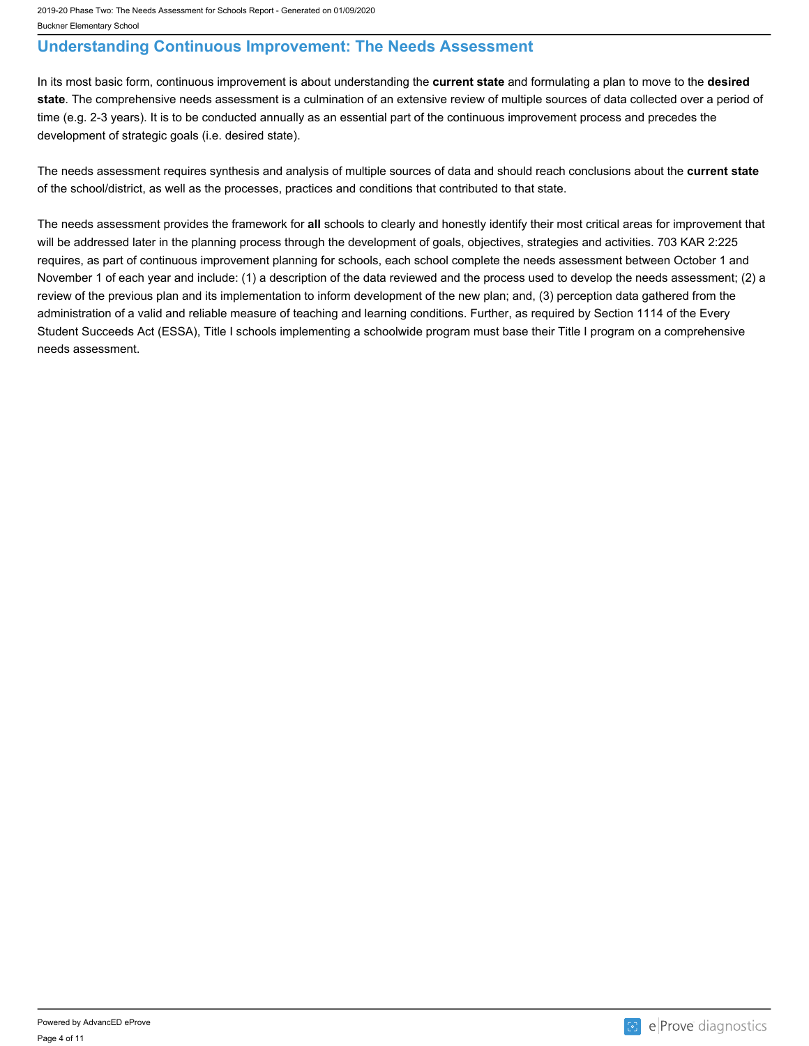## Understanding Continuous Improvement: The Needs Assessment

In its most basic form, continuous improvement is about understanding the **current state** and formulating a plan to move to the **desired state**. The comprehensive needs assessment is a culmination of an extensive review of multiple sources of data collected over a period of time (e.g. 2-3 years). It is to be conducted annually as an essential part of the continuous improvement process and precedes the development of strategic goals (i.e. desired state).

The needs assessment requires synthesis and analysis of multiple sources of data and should reach conclusions about the **current state** of the school/district, as well as the processes, practices and conditions that contributed to that state.

The needs assessment provides the framework for **all** schools to clearly and honestly identify their most critical areas for improvement that will be addressed later in the planning process through the development of goals, objectives, strategies and activities. 703 KAR 2:225 requires, as part of continuous improvement planning for schools, each school complete the needs assessment between October 1 and November 1 of each year and include: (1) a description of the data reviewed and the process used to develop the needs assessment; (2) a review of the previous plan and its implementation to inform development of the new plan; and, (3) perception data gathered from the administration of a valid and reliable measure of teaching and learning conditions. Further, as required by Section 1114 of the Every Student Succeeds Act (ESSA), Title I schools implementing a schoolwide program must base their Title I program on a comprehensive needs assessment.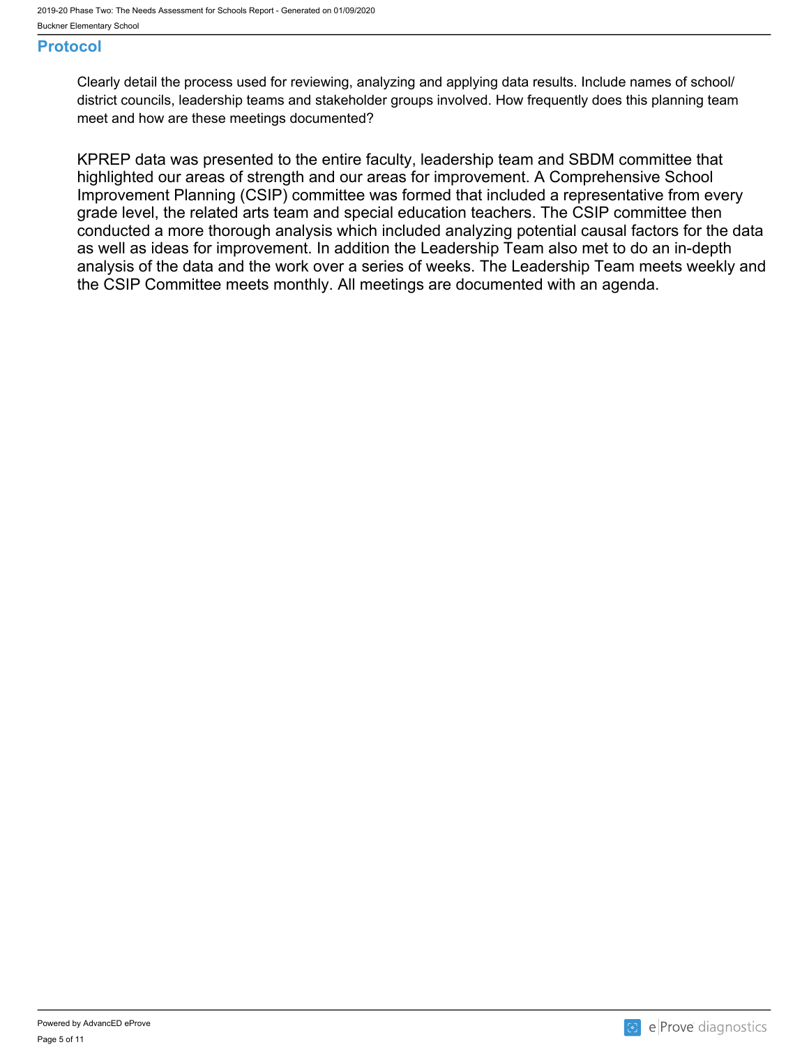## Protocol

Clearly detail the process used for reviewing, analyzing and applying data results. Include names of school/district councils, leadership teams and stakeholder groups involved. How frequently does this planning team meet and how are these meetings documented?

KPREP data was presented to the entire faculty, leadership team and SBDM committee that highlighted our areas of strength and our areas for improvement. A Comprehensive School Improvement Planning (CSIP) committee was formed that included a representative from every grade level, the related arts team and special education teachers. The CSIP committee then conducted a more thorough analysis which included analyzing potential causal factors for the data as well as ideas for improvement. In addition the Leadership Team also met to do an in-depth analysis of the data and the work over a series of weeks. The Leadership Team meets weekly and the CSIP Committee meets monthly. All meetings are documented with an agenda.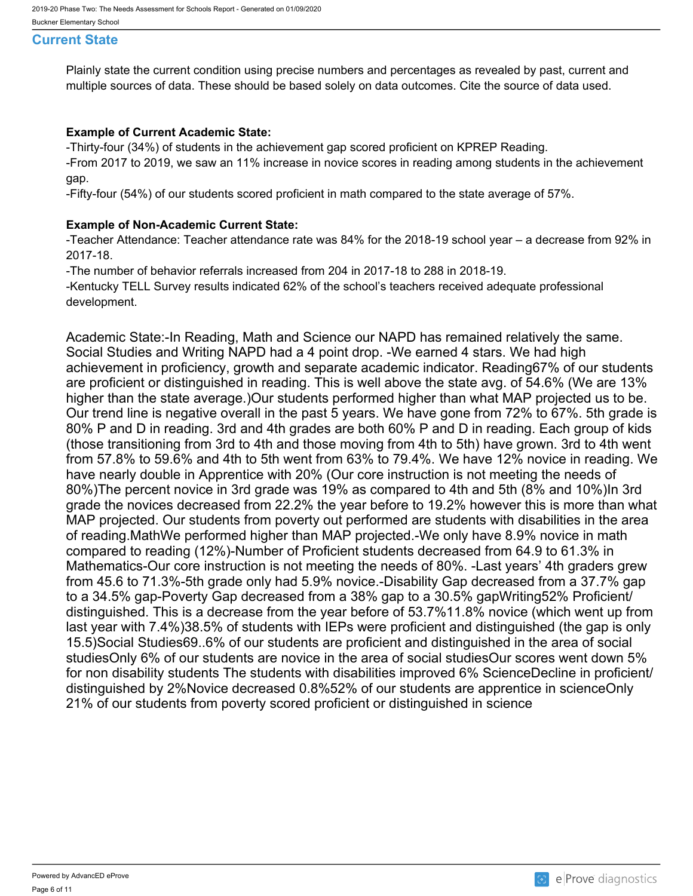## Current State

Plainly state the current condition using precise numbers and percentages as revealed by past, current and multiple sources of data. These should be based solely on data outcomes. Cite the source of data used.

**Example of Current Academic State:**

-Thirty-four (34%) of students in the achievement gap scored proficient on KPREP Reading.

-From 2017 to 2019, we saw an 11% increase in novice scores in reading among students in the achievement gap.

-Fifty-four (54%) of our students scored proficient in math compared to the state average of 57%.

**Example of Non-Academic Current State:**

-Teacher Attendance: Teacher attendance rate was 84% for the 2018-19 school year – a decrease from 92% in 2017-18.

-The number of behavior referrals increased from 204 in 2017-18 to 288 in 2018-19.

-Kentucky TELL Survey results indicated 62% of the school's teachers received adequate professional development.

Academic State:-In Reading, Math and Science our NAPD has remained relatively the same. Social Studies and Writing NAPD had a 4 point drop. -We earned 4 stars. We had high achievement in proficiency, growth and separate academic indicator. Reading67% of our students are proficient or distinguished in reading. This is well above the state avg. of 54.6% (We are 13% higher than the state average.)Our students performed higher than what MAP projected us to be. Our trend line is negative overall in the past 5 years. We have gone from 72% to 67%. 5th grade is 80% P and D in reading. 3rd and 4th grades are both 60% P and D in reading. Each group of kids (those transitioning from 3rd to 4th and those moving from 4th to 5th) have grown. 3rd to 4th went from 57.8% to 59.6% and 4th to 5th went from 63% to 79.4%. We have 12% novice in reading. We have nearly double in Apprentice with 20% (Our core instruction is not meeting the needs of 80%)The percent novice in 3rd grade was 19% as compared to 4th and 5th (8% and 10%)In 3rd grade the novices decreased from 22.2% the year before to 19.2% however this is more than what MAP projected. Our students from poverty out performed are students with disabilities in the area of reading.MathWe performed higher than MAP projected.-We only have 8.9% novice in math compared to reading (12%)-Number of Proficient students decreased from 64.9 to 61.3% in Mathematics-Our core instruction is not meeting the needs of 80%. -Last years' 4th graders grew from 45.6 to 71.3%-5th grade only had 5.9% novice.-Disability Gap decreased from a 37.7% gap to a 34.5% gap-Poverty Gap decreased from a 38% gap to a 30.5% gapWriting52% Proficient/ distinguished. This is a decrease from the year before of 53.7%11.8% novice (which went up from last year with 7.4%)38.5% of students with IEPs were proficient and distinguished (the gap is only 15.5)Social Studies69..6% of our students are proficient and distinguished in the area of social studiesOnly 6% of our students are novice in the area of social studiesOur scores went down 5% for non disability students The students with disabilities improved 6% ScienceDecline in proficient/ distinguished by 2%Novice decreased 0.8%52% of our students are apprentice in scienceOnly 21% of our students from poverty scored proficient or distinguished in science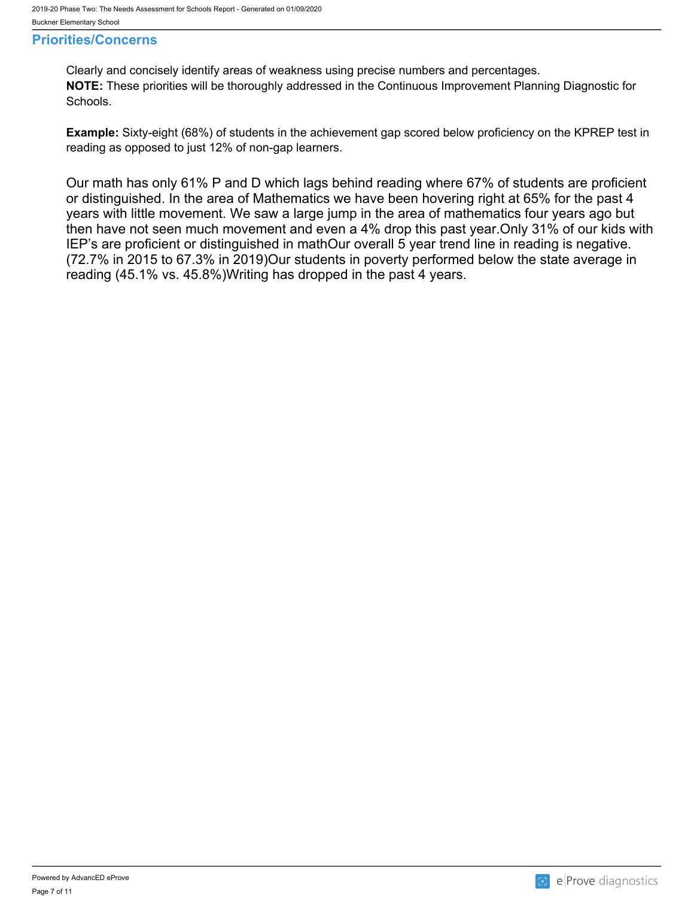## Priorities/Concerns

Clearly and concisely identify areas of weakness using precise numbers and percentages.
**NOTE:** These priorities will be thoroughly addressed in the Continuous Improvement Planning Diagnostic for Schools.

**Example:** Sixty-eight (68%) of students in the achievement gap scored below proficiency on the KPREP test in reading as opposed to just 12% of non-gap learners.

Our math has only 61% P and D which lags behind reading where 67% of students are proficient or distinguished. In the area of Mathematics we have been hovering right at 65% for the past 4 years with little movement. We saw a large jump in the area of mathematics four years ago but then have not seen much movement and even a 4% drop this past year.Only 31% of our kids with IEP's are proficient or distinguished in mathOur overall 5 year trend line in reading is negative. (72.7% in 2015 to 67.3% in 2019)Our students in poverty performed below the state average in reading (45.1% vs. 45.8%)Writing has dropped in the past 4 years.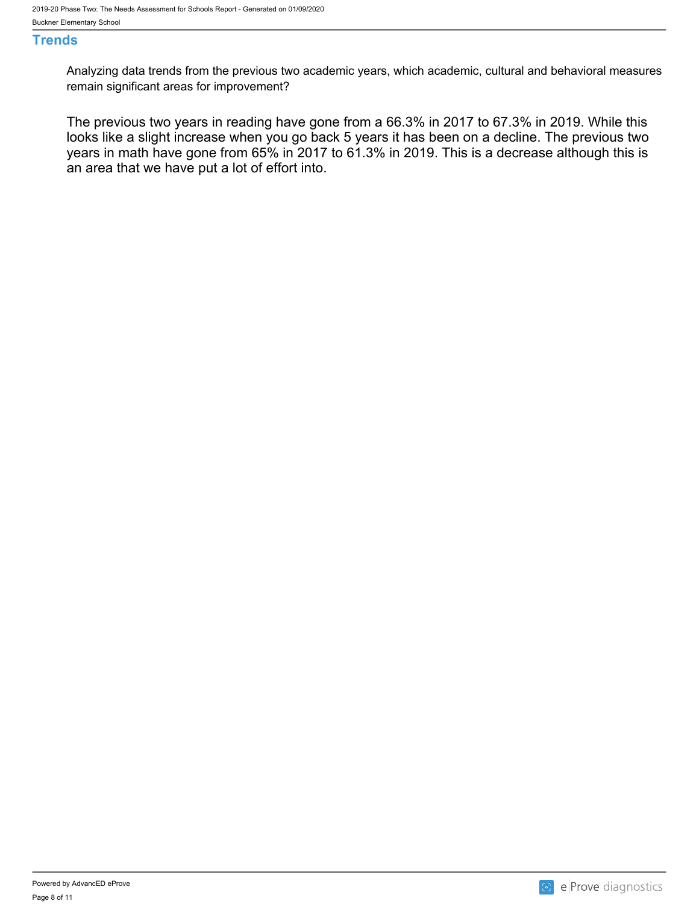## Trends

Analyzing data trends from the previous two academic years, which academic, cultural and behavioral measures remain significant areas for improvement?

The previous two years in reading have gone from a 66.3% in 2017 to 67.3% in 2019. While this looks like a slight increase when you go back 5 years it has been on a decline. The previous two years in math have gone from 65% in 2017 to 61.3% in 2019. This is a decrease although this is an area that we have put a lot of effort into.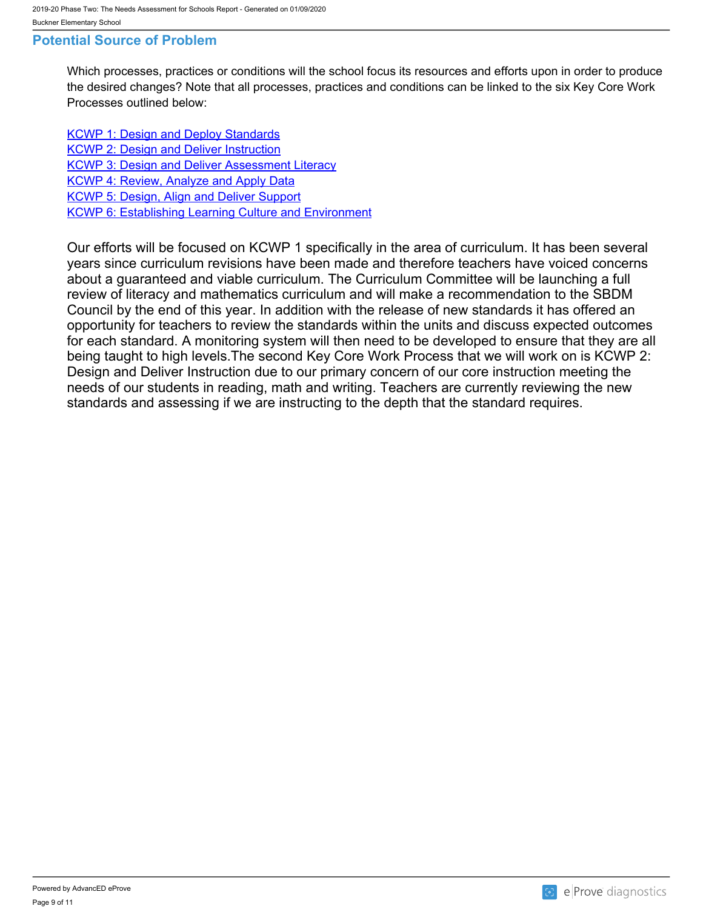## Potential Source of Problem

Which processes, practices or conditions will the school focus its resources and efforts upon in order to produce the desired changes? Note that all processes, practices and conditions can be linked to the six Key Core Work Processes outlined below:

KCWP 1: Design and Deploy Standards
KCWP 2: Design and Deliver Instruction
KCWP 3: Design and Deliver Assessment Literacy
KCWP 4: Review, Analyze and Apply Data
KCWP 5: Design, Align and Deliver Support
KCWP 6: Establishing Learning Culture and Environment

Our efforts will be focused on KCWP 1 specifically in the area of curriculum. It has been several years since curriculum revisions have been made and therefore teachers have voiced concerns about a guaranteed and viable curriculum. The Curriculum Committee will be launching a full review of literacy and mathematics curriculum and will make a recommendation to the SBDM Council by the end of this year. In addition with the release of new standards it has offered an opportunity for teachers to review the standards within the units and discuss expected outcomes for each standard. A monitoring system will then need to be developed to ensure that they are all being taught to high levels.The second Key Core Work Process that we will work on is KCWP 2: Design and Deliver Instruction due to our primary concern of our core instruction meeting the needs of our students in reading, math and writing. Teachers are currently reviewing the new standards and assessing if we are instructing to the depth that the standard requires.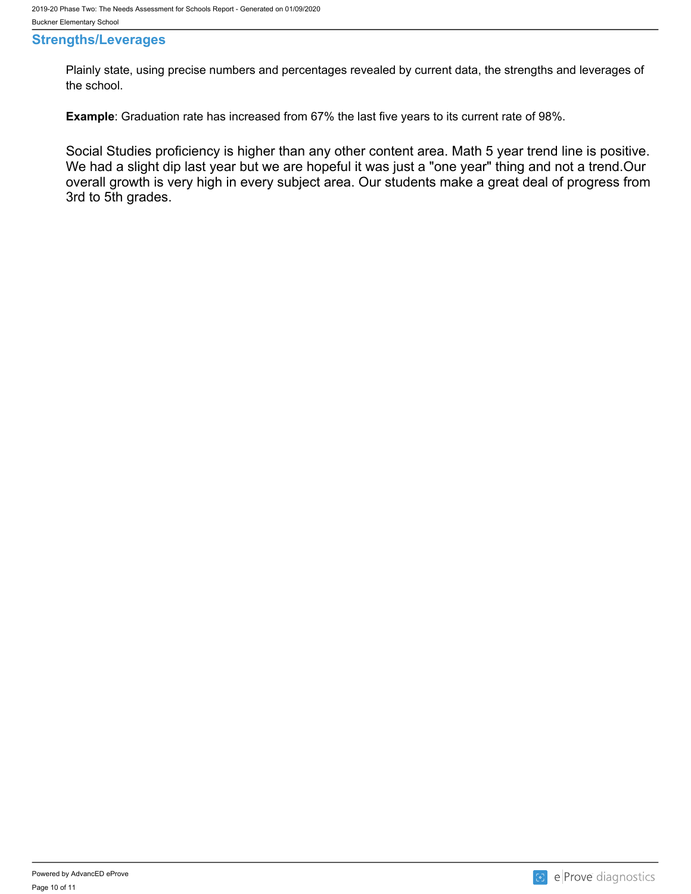## Strengths/Leverages

Plainly state, using precise numbers and percentages revealed by current data, the strengths and leverages of the school.

**Example**: Graduation rate has increased from 67% the last five years to its current rate of 98%.

Social Studies proficiency is higher than any other content area. Math 5 year trend line is positive. We had a slight dip last year but we are hopeful it was just a "one year" thing and not a trend.Our overall growth is very high in every subject area. Our students make a great deal of progress from 3rd to 5th grades.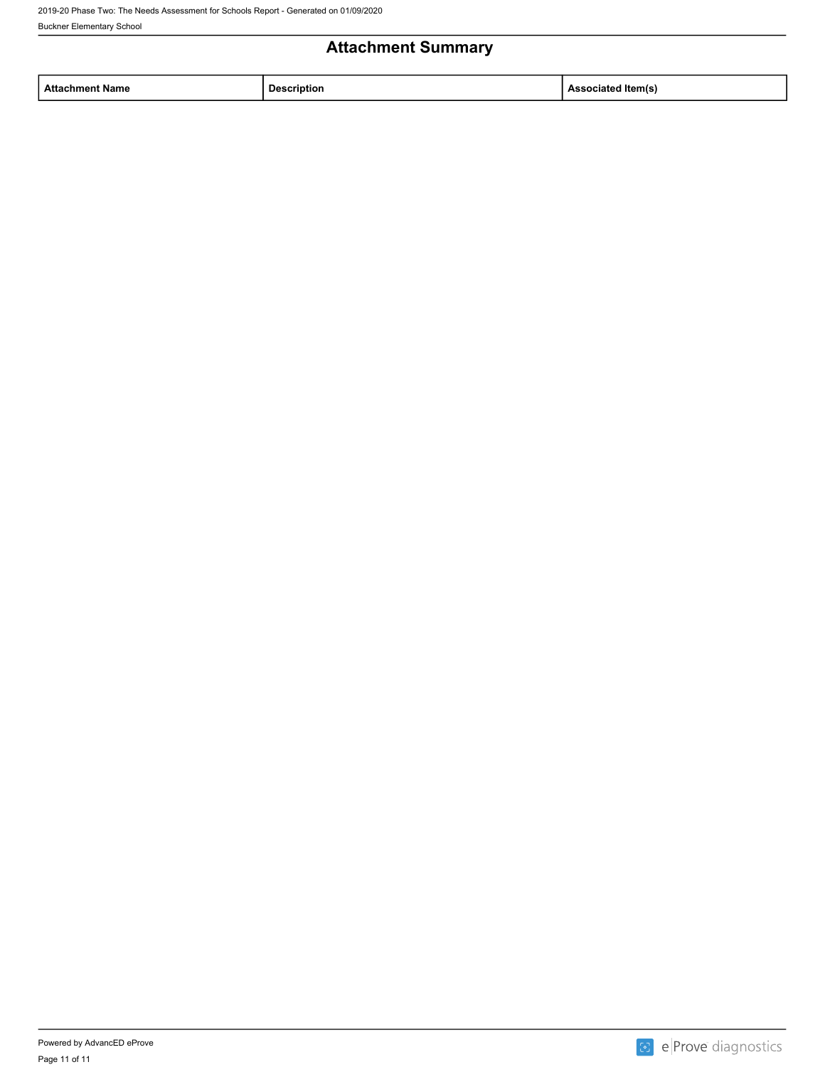# Attachment Summary

| Attachment Name | Description | Associated Item(s) |
| --- | --- | --- |